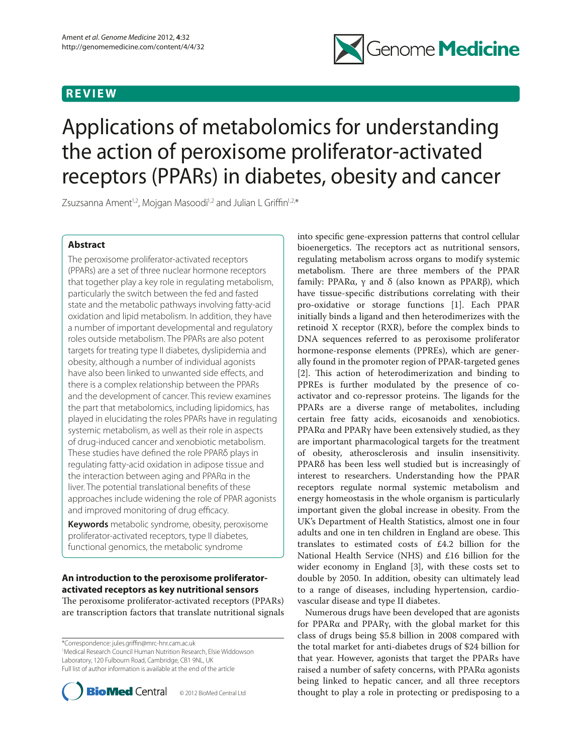REVIEW

# Applications of metabolomics for understanding the action of peroxisome proliferator-activated receptors (PPARs) in diabetes, obesity and cancer

Zsuzsanna Ament[1,2], Mojgan Masoodi[1,2] and Julian L Griffin[1,2,*]

## Abstract

The peroxisome proliferator-activated receptors (PPARs) are a set of three nuclear hormone receptors that together play a key role in regulating metabolism, particularly the switch between the fed and fasted state and the metabolic pathways involving fatty-acid oxidation and lipid metabolism. In addition, they have a number of important developmental and regulatory roles outside metabolism. The PPARs are also potent targets for treating type II diabetes, dyslipidemia and obesity, although a number of individual agonists have also been linked to unwanted side effects, and there is a complex relationship between the PPARs and the development of cancer. This review examines the part that metabolomics, including lipidomics, has played in elucidating the roles PPARs have in regulating systemic metabolism, as well as their role in aspects of drug-induced cancer and xenobiotic metabolism. These studies have defined the role PPARδ plays in regulating fatty-acid oxidation in adipose tissue and the interaction between aging and PPARα in the liver. The potential translational benefits of these approaches include widening the role of PPAR agonists and improved monitoring of drug efficacy.

**Keywords** metabolic syndrome, obesity, peroxisome proliferator-activated receptors, type II diabetes, functional genomics, the metabolic syndrome

## An introduction to the peroxisome proliferator-activated receptors as key nutritional sensors

The peroxisome proliferator-activated receptors (PPARs) are transcription factors that translate nutritional signals into specific gene-expression patterns that control cellular bioenergetics. The receptors act as nutritional sensors, regulating metabolism across organs to modify systemic metabolism. There are three members of the PPAR family: PPARα, γ and δ (also known as PPARβ), which have tissue-specific distributions correlating with their pro-oxidative or storage functions [1]. Each PPAR initially binds a ligand and then heterodimerizes with the retinoid X receptor (RXR), before the complex binds to DNA sequences referred to as peroxisome proliferator hormone-response elements (PPREs), which are generally found in the promoter region of PPAR-targeted genes [2]. This action of heterodimerization and binding to PPREs is further modulated by the presence of co-activator and co-repressor proteins. The ligands for the PPARs are a diverse range of metabolites, including certain free fatty acids, eicosanoids and xenobiotics. PPARα and PPARγ have been extensively studied, as they are important pharmacological targets for the treatment of obesity, atherosclerosis and insulin insensitivity. PPARδ has been less well studied but is increasingly of interest to researchers. Understanding how the PPAR receptors regulate normal systemic metabolism and energy homeostasis in the whole organism is particularly important given the global increase in obesity. From the UK's Department of Health Statistics, almost one in four adults and one in ten children in England are obese. This translates to estimated costs of £4.2 billion for the National Health Service (NHS) and £16 billion for the wider economy in England [3], with these costs set to double by 2050. In addition, obesity can ultimately lead to a range of diseases, including hypertension, cardiovascular disease and type II diabetes.

Numerous drugs have been developed that are agonists for PPARα and PPARγ, with the global market for this class of drugs being $5.8 billion in 2008 compared with the total market for anti-diabetes drugs of $24 billion for that year. However, agonists that target the PPARs have raised a number of safety concerns, with PPARα agonists being linked to hepatic cancer, and all three receptors thought to play a role in protecting or predisposing to a

*Correspondence: jules.griffin@mrc-hnr.cam.ac.uk
[1]Medical Research Council Human Nutrition Research, Elsie Widdowson Laboratory, 120 Fulbourn Road, Cambridge, CB1 9NL, UK
Full list of author information is available at the end of the article

© 2012 BioMed Central Ltd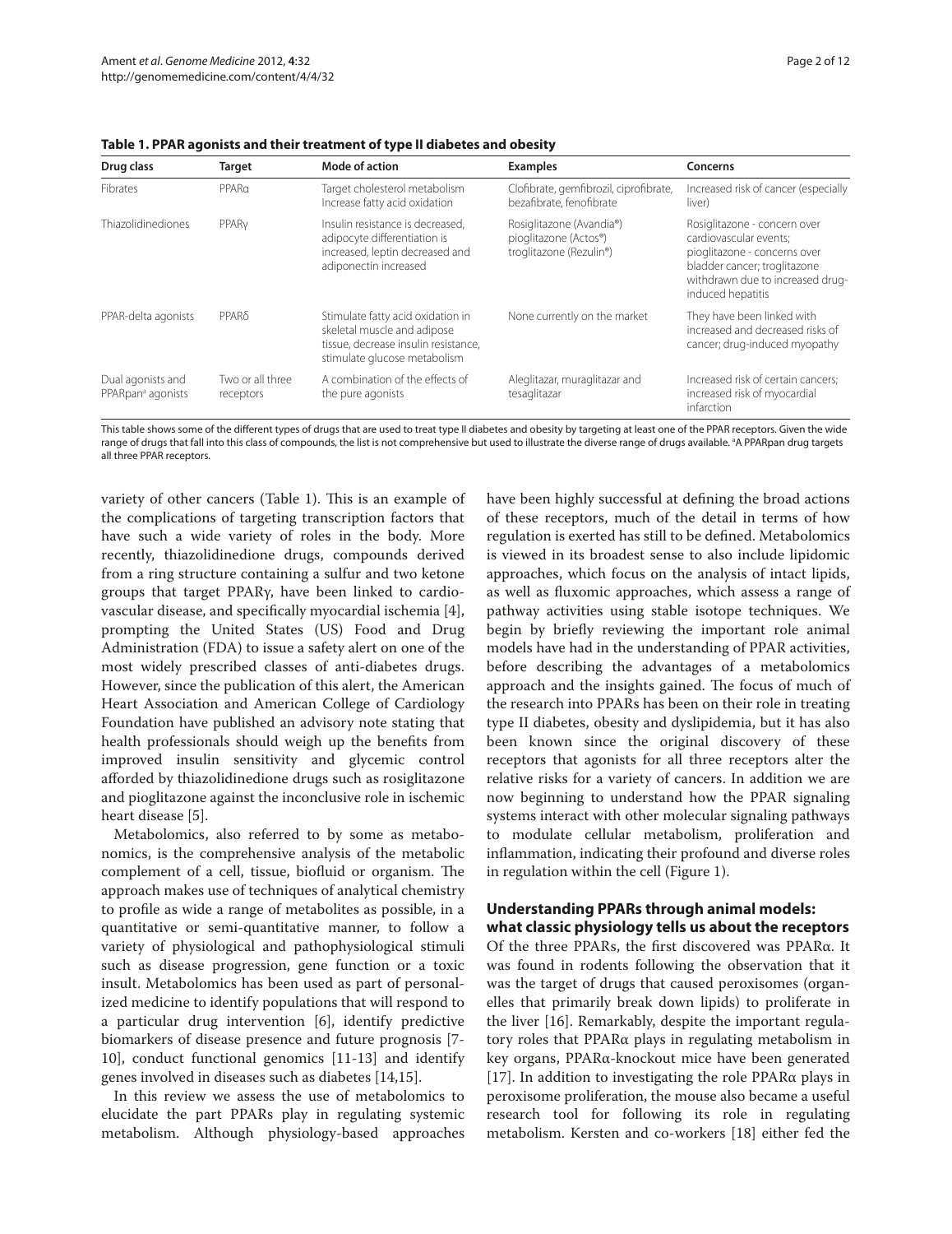**Table 1. PPAR agonists and their treatment of type II diabetes and obesity**

| Drug class | Target | Mode of action | Examples | Concerns |
|---|---|---|---|---|
| Fibrates | PPARα | Target cholesterol metabolism Increase fatty acid oxidation | Clofibrate, gemfibrozil, ciprofibrate, bezafibrate, fenofibrate | Increased risk of cancer (especially liver) |
| Thiazolidinediones | PPARγ | Insulin resistance is decreased, adipocyte differentiation is increased, leptin decreased and adiponectin increased | Rosiglitazone (Avandia®) pioglitazone (Actos®) troglitazone (Rezulin®) | Rosiglitazone - concern over cardiovascular events; pioglitazone - concerns over bladder cancer; troglitazone withdrawn due to increased drug-induced hepatitis |
| PPAR-delta agonists | PPARδ | Stimulate fatty acid oxidation in skeletal muscle and adipose tissue, decrease insulin resistance, stimulate glucose metabolism | None currently on the market | They have been linked with increased and decreased risks of cancer; drug-induced myopathy |
| Dual agonists and PPARpan[a] agonists | Two or all three receptors | A combination of the effects of the pure agonists | Aleglitazar, muraglitazar and tesaglitazar | Increased risk of certain cancers; increased risk of myocardial infarction |

This table shows some of the different types of drugs that are used to treat type II diabetes and obesity by targeting at least one of the PPAR receptors. Given the wide range of drugs that fall into this class of compounds, the list is not comprehensive but used to illustrate the diverse range of drugs available. [a]A PPARpan drug targets all three PPAR receptors.

variety of other cancers (Table 1). This is an example of the complications of targeting transcription factors that have such a wide variety of roles in the body. More recently, thiazolidinedione drugs, compounds derived from a ring structure containing a sulfur and two ketone groups that target PPARγ, have been linked to cardiovascular disease, and specifically myocardial ischemia [4], prompting the United States (US) Food and Drug Administration (FDA) to issue a safety alert on one of the most widely prescribed classes of anti-diabetes drugs. However, since the publication of this alert, the American Heart Association and American College of Cardiology Foundation have published an advisory note stating that health professionals should weigh up the benefits from improved insulin sensitivity and glycemic control afforded by thiazolidinedione drugs such as rosiglitazone and pioglitazone against the inconclusive role in ischemic heart disease [5].

Metabolomics, also referred to by some as metabonomics, is the comprehensive analysis of the metabolic complement of a cell, tissue, biofluid or organism. The approach makes use of techniques of analytical chemistry to profile as wide a range of metabolites as possible, in a quantitative or semi-quantitative manner, to follow a variety of physiological and pathophysiological stimuli such as disease progression, gene function or a toxic insult. Metabolomics has been used as part of personalized medicine to identify populations that will respond to a particular drug intervention [6], identify predictive biomarkers of disease presence and future prognosis [7-10], conduct functional genomics [11-13] and identify genes involved in diseases such as diabetes [14,15].

In this review we assess the use of metabolomics to elucidate the part PPARs play in regulating systemic metabolism. Although physiology-based approaches have been highly successful at defining the broad actions of these receptors, much of the detail in terms of how regulation is exerted has still to be defined. Metabolomics is viewed in its broadest sense to also include lipidomic approaches, which focus on the analysis of intact lipids, as well as fluxomic approaches, which assess a range of pathway activities using stable isotope techniques. We begin by briefly reviewing the important role animal models have had in the understanding of PPAR activities, before describing the advantages of a metabolomics approach and the insights gained. The focus of much of the research into PPARs has been on their role in treating type II diabetes, obesity and dyslipidemia, but it has also been known since the original discovery of these receptors that agonists for all three receptors alter the relative risks for a variety of cancers. In addition we are now beginning to understand how the PPAR signaling systems interact with other molecular signaling pathways to modulate cellular metabolism, proliferation and inflammation, indicating their profound and diverse roles in regulation within the cell (Figure 1).

## Understanding PPARs through animal models: what classic physiology tells us about the receptors

Of the three PPARs, the first discovered was PPARα. It was found in rodents following the observation that it was the target of drugs that caused peroxisomes (organelles that primarily break down lipids) to proliferate in the liver [16]. Remarkably, despite the important regulatory roles that PPARα plays in regulating metabolism in key organs, PPARα-knockout mice have been generated [17]. In addition to investigating the role PPARα plays in peroxisome proliferation, the mouse also became a useful research tool for following its role in regulating metabolism. Kersten and co-workers [18] either fed the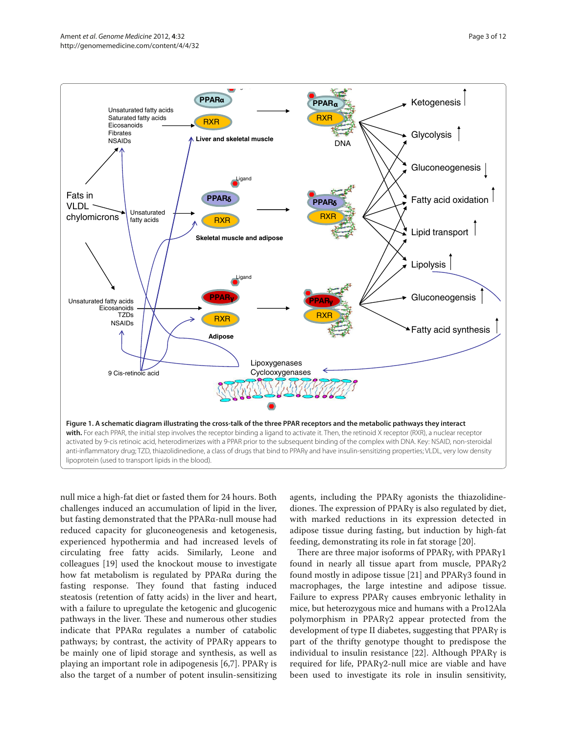**Figure 1. A schematic diagram illustrating the cross-talk of the three PPAR receptors and the metabolic pathways they interact with.** For each PPAR, the initial step involves the receptor binding a ligand to activate it. Then, the retinoid X receptor (RXR), a nuclear receptor activated by 9-cis retinoic acid, heterodimerizes with a PPAR prior to the subsequent binding of the complex with DNA. Key: NSAID, non-steroidal anti-inflammatory drug; TZD, thiazolidinedione, a class of drugs that bind to PPARγ and have insulin-sensitizing properties; VLDL, very low density lipoprotein (used to transport lipids in the blood).

null mice a high-fat diet or fasted them for 24 hours. Both challenges induced an accumulation of lipid in the liver, but fasting demonstrated that the PPARα-null mouse had reduced capacity for gluconeogenesis and ketogenesis, experienced hypothermia and had increased levels of circulating free fatty acids. Similarly, Leone and colleagues [19] used the knockout mouse to investigate how fat metabolism is regulated by PPARα during the fasting response. They found that fasting induced steatosis (retention of fatty acids) in the liver and heart, with a failure to upregulate the ketogenic and glucogenic pathways in the liver. These and numerous other studies indicate that PPARα regulates a number of catabolic pathways; by contrast, the activity of PPARγ appears to be mainly one of lipid storage and synthesis, as well as playing an important role in adipogenesis [6,7]. PPARγ is also the target of a number of potent insulin-sensitizing agents, including the PPARγ agonists the thiazolidinediones. The expression of PPARγ is also regulated by diet, with marked reductions in its expression detected in adipose tissue during fasting, but induction by high-fat feeding, demonstrating its role in fat storage [20].

There are three major isoforms of PPARγ, with PPARγ1 found in nearly all tissue apart from muscle, PPARγ2 found mostly in adipose tissue [21] and PPARγ3 found in macrophages, the large intestine and adipose tissue. Failure to express PPARγ causes embryonic lethality in mice, but heterozygous mice and humans with a Pro12Ala polymorphism in PPARγ2 appear protected from the development of type II diabetes, suggesting that PPARγ is part of the thrifty genotype thought to predispose the individual to insulin resistance [22]. Although PPARγ is required for life, PPARγ2-null mice are viable and have been used to investigate its role in insulin sensitivity,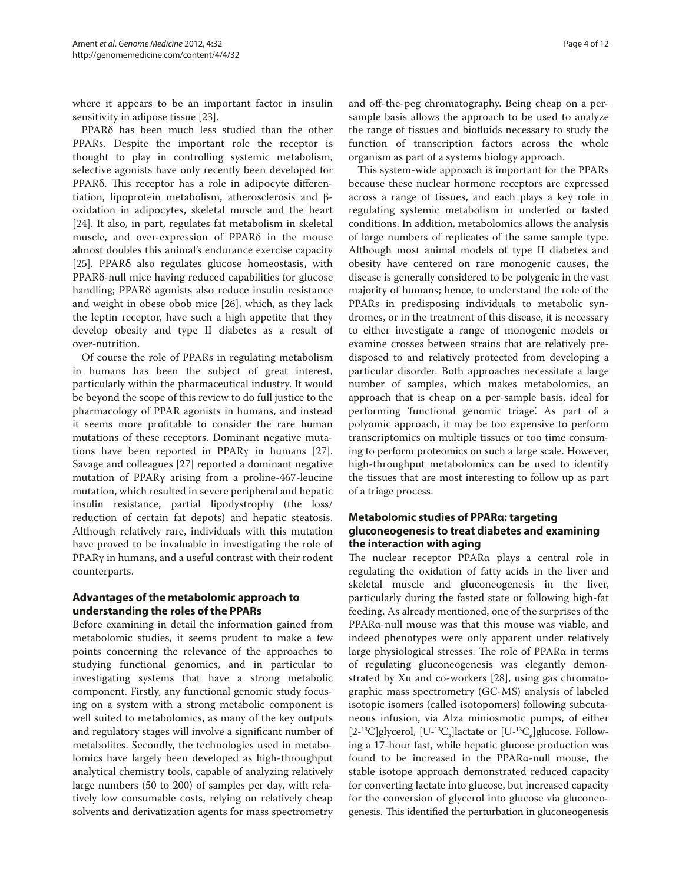where it appears to be an important factor in insulin sensitivity in adipose tissue [23].

PPARδ has been much less studied than the other PPARs. Despite the important role the receptor is thought to play in controlling systemic metabolism, selective agonists have only recently been developed for PPARδ. This receptor has a role in adipocyte differentiation, lipoprotein metabolism, atherosclerosis and β-oxidation in adipocytes, skeletal muscle and the heart [24]. It also, in part, regulates fat metabolism in skeletal muscle, and over-expression of PPARδ in the mouse almost doubles this animal's endurance exercise capacity [25]. PPARδ also regulates glucose homeostasis, with PPARδ-null mice having reduced capabilities for glucose handling; PPARδ agonists also reduce insulin resistance and weight in obese obob mice [26], which, as they lack the leptin receptor, have such a high appetite that they develop obesity and type II diabetes as a result of over-nutrition.

Of course the role of PPARs in regulating metabolism in humans has been the subject of great interest, particularly within the pharmaceutical industry. It would be beyond the scope of this review to do full justice to the pharmacology of PPAR agonists in humans, and instead it seems more profitable to consider the rare human mutations of these receptors. Dominant negative mutations have been reported in PPARγ in humans [27]. Savage and colleagues [27] reported a dominant negative mutation of PPARγ arising from a proline-467-leucine mutation, which resulted in severe peripheral and hepatic insulin resistance, partial lipodystrophy (the loss/reduction of certain fat depots) and hepatic steatosis. Although relatively rare, individuals with this mutation have proved to be invaluable in investigating the role of PPARγ in humans, and a useful contrast with their rodent counterparts.

## Advantages of the metabolomic approach to understanding the roles of the PPARs

Before examining in detail the information gained from metabolomic studies, it seems prudent to make a few points concerning the relevance of the approaches to studying functional genomics, and in particular to investigating systems that have a strong metabolic component. Firstly, any functional genomic study focusing on a system with a strong metabolic component is well suited to metabolomics, as many of the key outputs and regulatory stages will involve a significant number of metabolites. Secondly, the technologies used in metabolomics have largely been developed as high-throughput analytical chemistry tools, capable of analyzing relatively large numbers (50 to 200) of samples per day, with relatively low consumable costs, relying on relatively cheap solvents and derivatization agents for mass spectrometry and off-the-peg chromatography. Being cheap on a per-sample basis allows the approach to be used to analyze the range of tissues and biofluids necessary to study the function of transcription factors across the whole organism as part of a systems biology approach.

This system-wide approach is important for the PPARs because these nuclear hormone receptors are expressed across a range of tissues, and each plays a key role in regulating systemic metabolism in underfed or fasted conditions. In addition, metabolomics allows the analysis of large numbers of replicates of the same sample type. Although most animal models of type II diabetes and obesity have centered on rare monogenic causes, the disease is generally considered to be polygenic in the vast majority of humans; hence, to understand the role of the PPARs in predisposing individuals to metabolic syndromes, or in the treatment of this disease, it is necessary to either investigate a range of monogenic models or examine crosses between strains that are relatively predisposed to and relatively protected from developing a particular disorder. Both approaches necessitate a large number of samples, which makes metabolomics, an approach that is cheap on a per-sample basis, ideal for performing 'functional genomic triage'. As part of a polyomic approach, it may be too expensive to perform transcriptomics on multiple tissues or too time consuming to perform proteomics on such a large scale. However, high-throughput metabolomics can be used to identify the tissues that are most interesting to follow up as part of a triage process.

## Metabolomic studies of PPARα: targeting gluconeogenesis to treat diabetes and examining the interaction with aging

The nuclear receptor PPARα plays a central role in regulating the oxidation of fatty acids in the liver and skeletal muscle and gluconeogenesis in the liver, particularly during the fasted state or following high-fat feeding. As already mentioned, one of the surprises of the PPARα-null mouse was that this mouse was viable, and indeed phenotypes were only apparent under relatively large physiological stresses. The role of PPARα in terms of regulating gluconeogenesis was elegantly demonstrated by Xu and co-workers [28], using gas chromatographic mass spectrometry (GC-MS) analysis of labeled isotopic isomers (called isotopomers) following subcutaneous infusion, via Alza miniosmotic pumps, of either [2-$^{13}$C]glycerol, [U-$^{13}C_3$]lactate or [U-$^{13}C_6$]glucose. Following a 17-hour fast, while hepatic glucose production was found to be increased in the PPARα-null mouse, the stable isotope approach demonstrated reduced capacity for converting lactate into glucose, but increased capacity for the conversion of glycerol into glucose via gluconeogenesis. This identified the perturbation in gluconeogenesis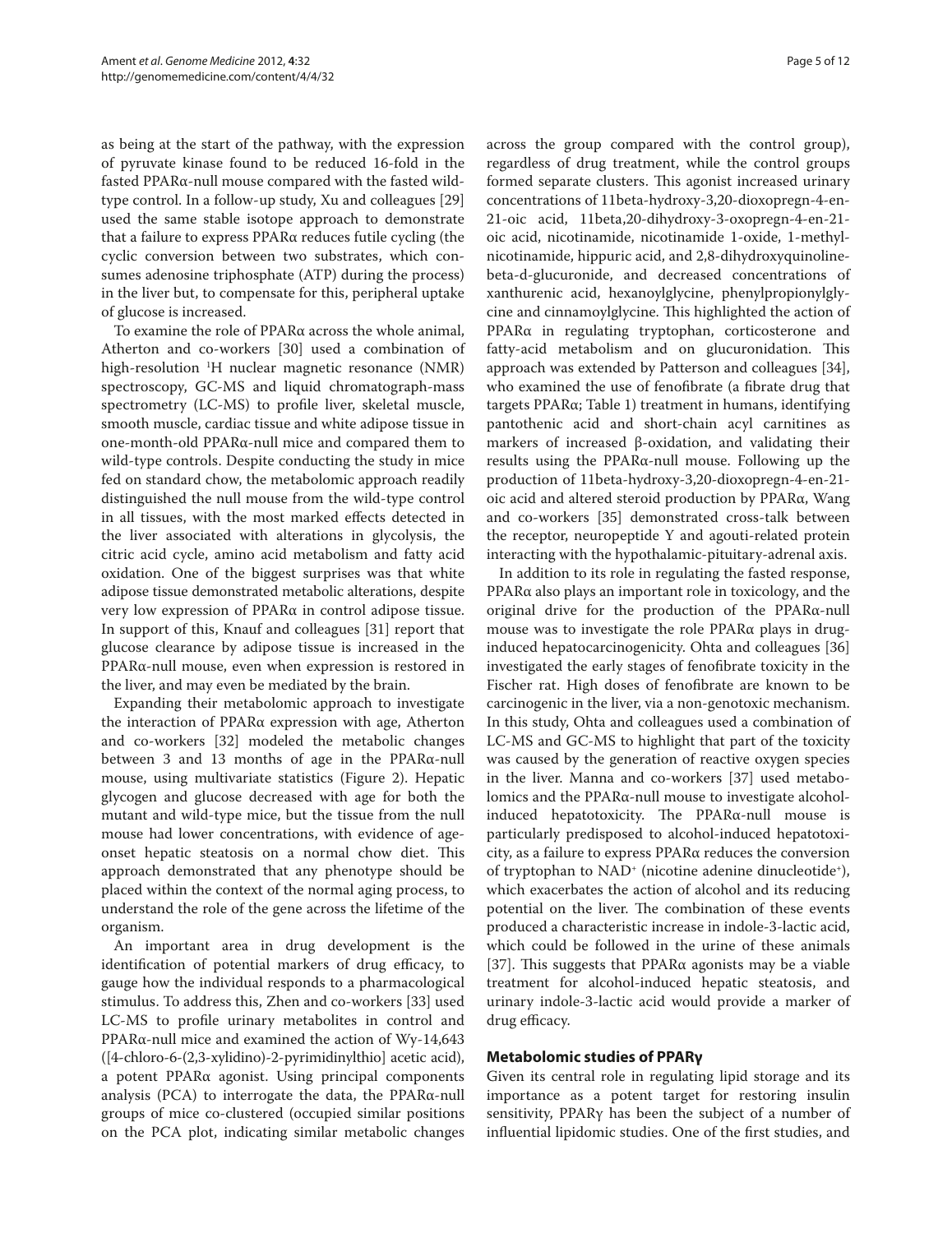as being at the start of the pathway, with the expression of pyruvate kinase found to be reduced 16-fold in the fasted PPARα-null mouse compared with the fasted wild-type control. In a follow-up study, Xu and colleagues [29] used the same stable isotope approach to demonstrate that a failure to express PPARα reduces futile cycling (the cyclic conversion between two substrates, which consumes adenosine triphosphate (ATP) during the process) in the liver but, to compensate for this, peripheral uptake of glucose is increased.

To examine the role of PPARα across the whole animal, Atherton and co-workers [30] used a combination of high-resolution $^1$H nuclear magnetic resonance (NMR) spectroscopy, GC-MS and liquid chromatograph-mass spectrometry (LC-MS) to profile liver, skeletal muscle, smooth muscle, cardiac tissue and white adipose tissue in one-month-old PPARα-null mice and compared them to wild-type controls. Despite conducting the study in mice fed on standard chow, the metabolomic approach readily distinguished the null mouse from the wild-type control in all tissues, with the most marked effects detected in the liver associated with alterations in glycolysis, the citric acid cycle, amino acid metabolism and fatty acid oxidation. One of the biggest surprises was that white adipose tissue demonstrated metabolic alterations, despite very low expression of PPARα in control adipose tissue. In support of this, Knauf and colleagues [31] report that glucose clearance by adipose tissue is increased in the PPARα-null mouse, even when expression is restored in the liver, and may even be mediated by the brain.

Expanding their metabolomic approach to investigate the interaction of PPARα expression with age, Atherton and co-workers [32] modeled the metabolic changes between 3 and 13 months of age in the PPARα-null mouse, using multivariate statistics (Figure 2). Hepatic glycogen and glucose decreased with age for both the mutant and wild-type mice, but the tissue from the null mouse had lower concentrations, with evidence of age-onset hepatic steatosis on a normal chow diet. This approach demonstrated that any phenotype should be placed within the context of the normal aging process, to understand the role of the gene across the lifetime of the organism.

An important area in drug development is the identification of potential markers of drug efficacy, to gauge how the individual responds to a pharmacological stimulus. To address this, Zhen and co-workers [33] used LC-MS to profile urinary metabolites in control and PPARα-null mice and examined the action of Wy-14,643 ([4-chloro-6-(2,3-xylidino)-2-pyrimidinylthio] acetic acid), a potent PPARα agonist. Using principal components analysis (PCA) to interrogate the data, the PPARα-null groups of mice co-clustered (occupied similar positions on the PCA plot, indicating similar metabolic changes across the group compared with the control group), regardless of drug treatment, while the control groups formed separate clusters. This agonist increased urinary concentrations of 11beta-hydroxy-3,20-dioxopregn-4-en-21-oic acid, 11beta,20-dihydroxy-3-oxopregn-4-en-21-oic acid, nicotinamide, nicotinamide 1-oxide, 1-methylnicotinamide, hippuric acid, and 2,8-dihydroxyquinoline-beta-d-glucuronide, and decreased concentrations of xanthurenic acid, hexanoylglycine, phenylpropionylglycine and cinnamoylglycine. This highlighted the action of PPARα in regulating tryptophan, corticosterone and fatty-acid metabolism and on glucuronidation. This approach was extended by Patterson and colleagues [34], who examined the use of fenofibrate (a fibrate drug that targets PPARα; Table 1) treatment in humans, identifying pantothenic acid and short-chain acyl carnitines as markers of increased β-oxidation, and validating their results using the PPARα-null mouse. Following up the production of 11beta-hydroxy-3,20-dioxopregn-4-en-21-oic acid and altered steroid production by PPARα, Wang and co-workers [35] demonstrated cross-talk between the receptor, neuropeptide Y and agouti-related protein interacting with the hypothalamic-pituitary-adrenal axis.

In addition to its role in regulating the fasted response, PPARα also plays an important role in toxicology, and the original drive for the production of the PPARα-null mouse was to investigate the role PPARα plays in drug-induced hepatocarcinogenicity. Ohta and colleagues [36] investigated the early stages of fenofibrate toxicity in the Fischer rat. High doses of fenofibrate are known to be carcinogenic in the liver, via a non-genotoxic mechanism. In this study, Ohta and colleagues used a combination of LC-MS and GC-MS to highlight that part of the toxicity was caused by the generation of reactive oxygen species in the liver. Manna and co-workers [37] used metabolomics and the PPARα-null mouse to investigate alcohol-induced hepatotoxicity. The PPARα-null mouse is particularly predisposed to alcohol-induced hepatotoxicity, as a failure to express PPARα reduces the conversion of tryptophan to $NAD^+$ (nicotine adenine dinucleotide$^+$), which exacerbates the action of alcohol and its reducing potential on the liver. The combination of these events produced a characteristic increase in indole-3-lactic acid, which could be followed in the urine of these animals [37]. This suggests that PPARα agonists may be a viable treatment for alcohol-induced hepatic steatosis, and urinary indole-3-lactic acid would provide a marker of drug efficacy.

### Metabolomic studies of PPARγ

Given its central role in regulating lipid storage and its importance as a potent target for restoring insulin sensitivity, PPARγ has been the subject of a number of influential lipidomic studies. One of the first studies, and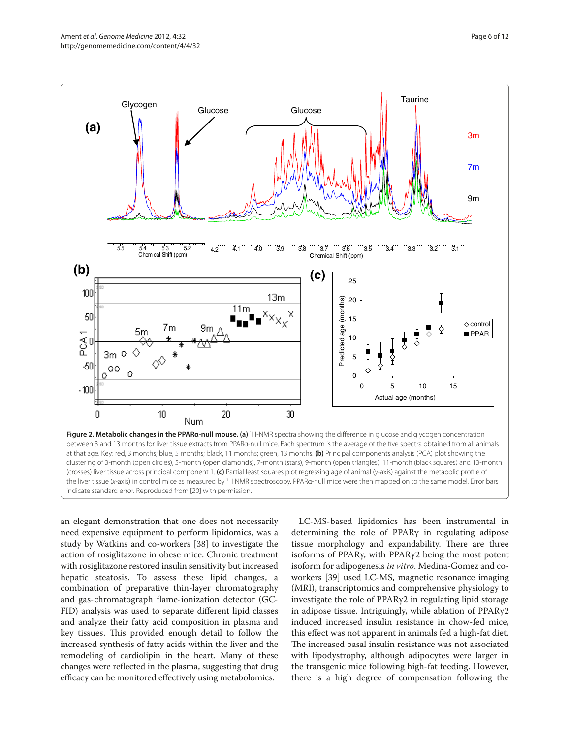**Figure 2. Metabolic changes in the PPARα-null mouse. (a)** [1]H-NMR spectra showing the difference in glucose and glycogen concentration between 3 and 13 months for liver tissue extracts from PPARα-null mice. Each spectrum is the average of the five spectra obtained from all animals at that age. Key: red, 3 months; blue, 5 months; black, 11 months; green, 13 months. **(b)** Principal components analysis (PCA) plot showing the clustering of 3-month (open circles), 5-month (open diamonds), 7-month (stars), 9-month (open triangles), 11-month (black squares) and 13-month (crosses) liver tissue across principal component 1. **(c)** Partial least squares plot regressing age of animal (*y*-axis) against the metabolic profile of the liver tissue (*x*-axis) in control mice as measured by [1]H NMR spectroscopy. PPARα-null mice were then mapped on to the same model. Error bars indicate standard error. Reproduced from [20] with permission.

an elegant demonstration that one does not necessarily need expensive equipment to perform lipidomics, was a study by Watkins and co-workers [38] to investigate the action of rosiglitazone in obese mice. Chronic treatment with rosiglitazone restored insulin sensitivity but increased hepatic steatosis. To assess these lipid changes, a combination of preparative thin-layer chromatography and gas-chromatograph flame-ionization detector (GC-FID) analysis was used to separate different lipid classes and analyze their fatty acid composition in plasma and key tissues. This provided enough detail to follow the increased synthesis of fatty acids within the liver and the remodeling of cardiolipin in the heart. Many of these changes were reflected in the plasma, suggesting that drug efficacy can be monitored effectively using metabolomics.

LC-MS-based lipidomics has been instrumental in determining the role of PPARγ in regulating adipose tissue morphology and expandability. There are three isoforms of PPARγ, with PPARγ2 being the most potent isoform for adipogenesis *in vitro*. Medina-Gomez and co-workers [39] used LC-MS, magnetic resonance imaging (MRI), transcriptomics and comprehensive physiology to investigate the role of PPARγ2 in regulating lipid storage in adipose tissue. Intriguingly, while ablation of PPARγ2 induced increased insulin resistance in chow-fed mice, this effect was not apparent in animals fed a high-fat diet. The increased basal insulin resistance was not associated with lipodystrophy, although adipocytes were larger in the transgenic mice following high-fat feeding. However, there is a high degree of compensation following the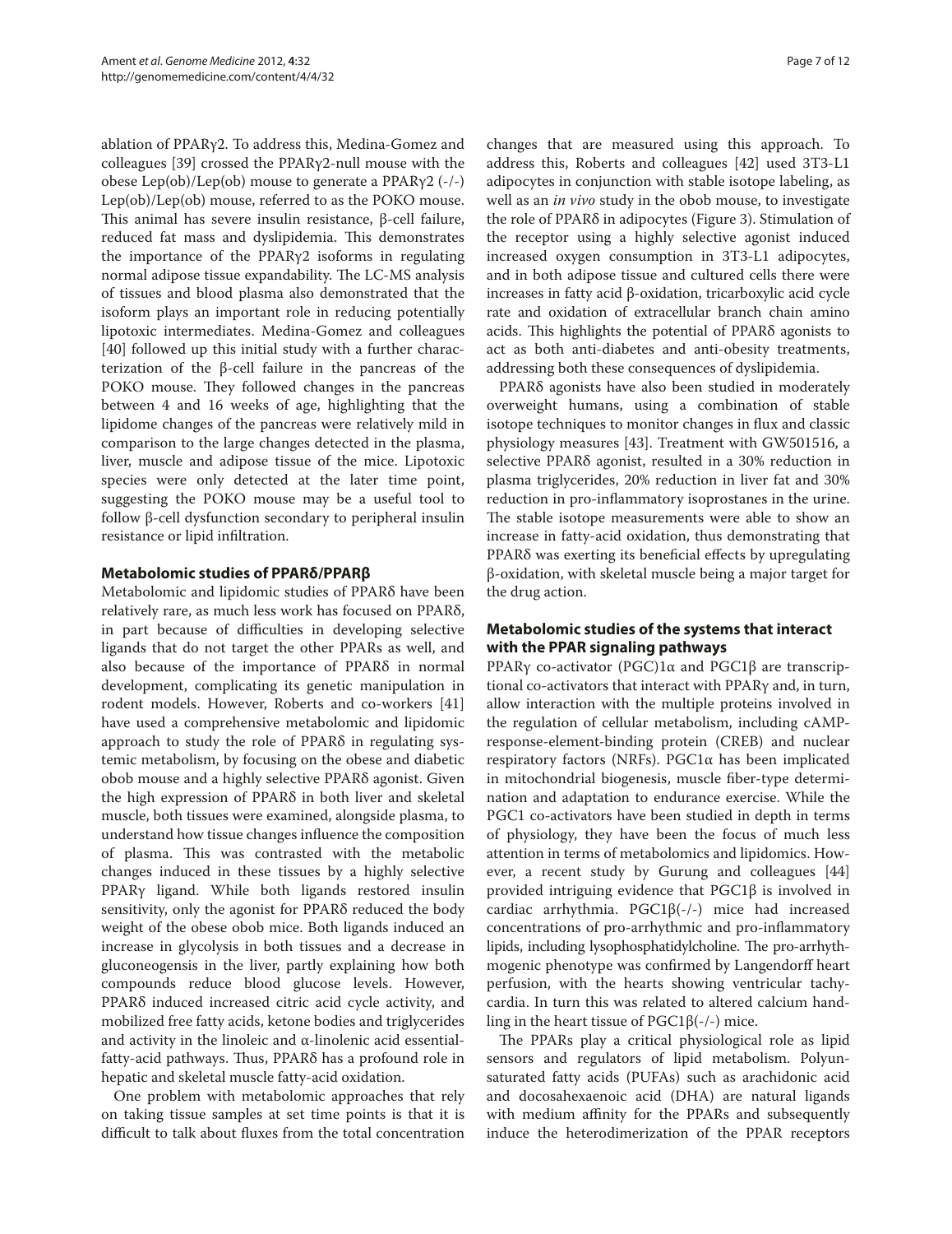ablation of PPARγ2. To address this, Medina-Gomez and colleagues [39] crossed the PPARγ2-null mouse with the obese Lep(ob)/Lep(ob) mouse to generate a PPARγ2 (-/-) Lep(ob)/Lep(ob) mouse, referred to as the POKO mouse. This animal has severe insulin resistance, β-cell failure, reduced fat mass and dyslipidemia. This demonstrates the importance of the PPARγ2 isoforms in regulating normal adipose tissue expandability. The LC-MS analysis of tissues and blood plasma also demonstrated that the isoform plays an important role in reducing potentially lipotoxic intermediates. Medina-Gomez and colleagues [40] followed up this initial study with a further characterization of the β-cell failure in the pancreas of the POKO mouse. They followed changes in the pancreas between 4 and 16 weeks of age, highlighting that the lipidome changes of the pancreas were relatively mild in comparison to the large changes detected in the plasma, liver, muscle and adipose tissue of the mice. Lipotoxic species were only detected at the later time point, suggesting the POKO mouse may be a useful tool to follow β-cell dysfunction secondary to peripheral insulin resistance or lipid infiltration.

### Metabolomic studies of PPARδ/PPARβ

Metabolomic and lipidomic studies of PPARδ have been relatively rare, as much less work has focused on PPARδ, in part because of difficulties in developing selective ligands that do not target the other PPARs as well, and also because of the importance of PPARδ in normal development, complicating its genetic manipulation in rodent models. However, Roberts and co-workers [41] have used a comprehensive metabolomic and lipidomic approach to study the role of PPARδ in regulating systemic metabolism, by focusing on the obese and diabetic obob mouse and a highly selective PPARδ agonist. Given the high expression of PPARδ in both liver and skeletal muscle, both tissues were examined, alongside plasma, to understand how tissue changes influence the composition of plasma. This was contrasted with the metabolic changes induced in these tissues by a highly selective PPARγ ligand. While both ligands restored insulin sensitivity, only the agonist for PPARδ reduced the body weight of the obese obob mice. Both ligands induced an increase in glycolysis in both tissues and a decrease in gluconeogensis in the liver, partly explaining how both compounds reduce blood glucose levels. However, PPARδ induced increased citric acid cycle activity, and mobilized free fatty acids, ketone bodies and triglycerides and activity in the linoleic and α-linolenic acid essential-fatty-acid pathways. Thus, PPARδ has a profound role in hepatic and skeletal muscle fatty-acid oxidation.

One problem with metabolomic approaches that rely on taking tissue samples at set time points is that it is difficult to talk about fluxes from the total concentration changes that are measured using this approach. To address this, Roberts and colleagues [42] used 3T3-L1 adipocytes in conjunction with stable isotope labeling, as well as an *in vivo* study in the obob mouse, to investigate the role of PPARδ in adipocytes (Figure 3). Stimulation of the receptor using a highly selective agonist induced increased oxygen consumption in 3T3-L1 adipocytes, and in both adipose tissue and cultured cells there were increases in fatty acid β-oxidation, tricarboxylic acid cycle rate and oxidation of extracellular branch chain amino acids. This highlights the potential of PPARδ agonists to act as both anti-diabetes and anti-obesity treatments, addressing both these consequences of dyslipidemia.

PPARδ agonists have also been studied in moderately overweight humans, using a combination of stable isotope techniques to monitor changes in flux and classic physiology measures [43]. Treatment with GW501516, a selective PPARδ agonist, resulted in a 30% reduction in plasma triglycerides, 20% reduction in liver fat and 30% reduction in pro-inflammatory isoprostanes in the urine. The stable isotope measurements were able to show an increase in fatty-acid oxidation, thus demonstrating that PPARδ was exerting its beneficial effects by upregulating β-oxidation, with skeletal muscle being a major target for the drug action.

### Metabolomic studies of the systems that interact with the PPAR signaling pathways

PPARγ co-activator (PGC)1α and PGC1β are transcriptional co-activators that interact with PPARγ and, in turn, allow interaction with the multiple proteins involved in the regulation of cellular metabolism, including cAMP-response-element-binding protein (CREB) and nuclear respiratory factors (NRFs). PGC1α has been implicated in mitochondrial biogenesis, muscle fiber-type determination and adaptation to endurance exercise. While the PGC1 co-activators have been studied in depth in terms of physiology, they have been the focus of much less attention in terms of metabolomics and lipidomics. However, a recent study by Gurung and colleagues [44] provided intriguing evidence that PGC1β is involved in cardiac arrhythmia. PGC1β(-/-) mice had increased concentrations of pro-arrhythmic and pro-inflammatory lipids, including lysophosphatidylcholine. The pro-arrhythmogenic phenotype was confirmed by Langendorff heart perfusion, with the hearts showing ventricular tachycardia. In turn this was related to altered calcium handling in the heart tissue of PGC1β(-/-) mice.

The PPARs play a critical physiological role as lipid sensors and regulators of lipid metabolism. Polyunsaturated fatty acids (PUFAs) such as arachidonic acid and docosahexaenoic acid (DHA) are natural ligands with medium affinity for the PPARs and subsequently induce the heterodimerization of the PPAR receptors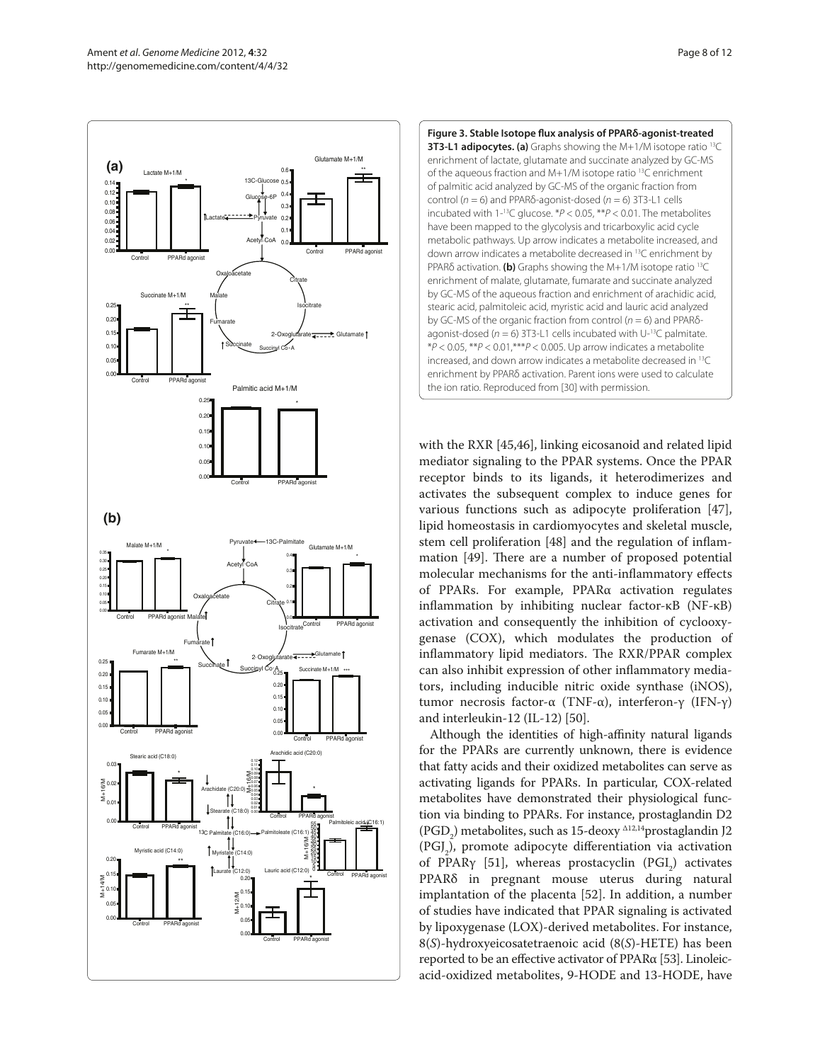**Figure 3. Stable Isotope flux analysis of PPARδ-agonist-treated 3T3-L1 adipocytes. (a)** Graphs showing the M+1/M isotope ratio $^{13}C$ enrichment of lactate, glutamate and succinate analyzed by GC-MS of the aqueous fraction and M+1/M isotope ratio $^{13}C$ enrichment of palmitic acid analyzed by GC-MS of the organic fraction from control ($n = 6$) and PPARδ-agonist-dosed ($n = 6$) 3T3-L1 cells incubated with 1-$^{13}C$ glucose. *$P < 0.05$, **$P < 0.01$. The metabolites have been mapped to the glycolysis and tricarboxylic acid cycle metabolic pathways. Up arrow indicates a metabolite increased, and down arrow indicates a metabolite decreased in $^{13}C$ enrichment by PPARδ activation. **(b)** Graphs showing the M+1/M isotope ratio $^{13}C$ enrichment of malate, glutamate, fumarate and succinate analyzed by GC-MS of the aqueous fraction and enrichment of arachidic acid, stearic acid, palmitoleic acid, myristic acid and lauric acid analyzed by GC-MS of the organic fraction from control ($n = 6$) and PPARδ-agonist-dosed ($n = 6$) 3T3-L1 cells incubated with U-$^{13}C$ palmitate. *$P < 0.05$, **$P < 0.01$,***$P < 0.005$. Up arrow indicates a metabolite increased, and down arrow indicates a metabolite decreased in $^{13}C$ enrichment by PPARδ activation. Parent ions were used to calculate the ion ratio. Reproduced from [30] with permission.

with the RXR [45,46], linking eicosanoid and related lipid mediator signaling to the PPAR systems. Once the PPAR receptor binds to its ligands, it heterodimerizes and activates the subsequent complex to induce genes for various functions such as adipocyte proliferation [47], lipid homeostasis in cardiomyocytes and skeletal muscle, stem cell proliferation [48] and the regulation of inflammation [49]. There are a number of proposed potential molecular mechanisms for the anti-inflammatory effects of PPARs. For example, PPARα activation regulates inflammation by inhibiting nuclear factor-κB (NF-κB) activation and consequently the inhibition of cyclooxygenase (COX), which modulates the production of inflammatory lipid mediators. The RXR/PPAR complex can also inhibit expression of other inflammatory mediators, including inducible nitric oxide synthase (iNOS), tumor necrosis factor-α (TNF-α), interferon-γ (IFN-γ) and interleukin-12 (IL-12) [50].

Although the identities of high-affinity natural ligands for the PPARs are currently unknown, there is evidence that fatty acids and their oxidized metabolites can serve as activating ligands for PPARs. In particular, COX-related metabolites have demonstrated their physiological function via binding to PPARs. For instance, prostaglandin D2 ($PGD_2$) metabolites, such as 15-deoxy $^{\Delta 12,14}$prostaglandin J2 ($PGJ_2$), promote adipocyte differentiation via activation of PPARγ [51], whereas prostacyclin ($PGI_2$) activates PPARδ in pregnant mouse uterus during natural implantation of the placenta [52]. In addition, a number of studies have indicated that PPAR signaling is activated by lipoxygenase (LOX)-derived metabolites. For instance, 8(*S*)-hydroxyeicosatetraenoic acid (8(*S*)-HETE) has been reported to be an effective activator of PPARα [53]. Linoleic-acid-oxidized metabolites, 9-HODE and 13-HODE, have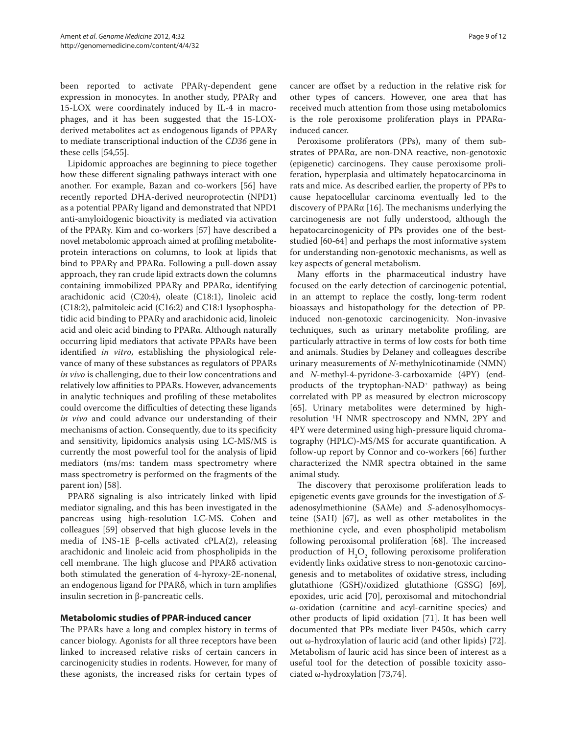been reported to activate PPARγ-dependent gene expression in monocytes. In another study, PPARγ and 15-LOX were coordinately induced by IL-4 in macrophages, and it has been suggested that the 15-LOX-derived metabolites act as endogenous ligands of PPARγ to mediate transcriptional induction of the *CD36* gene in these cells [54,55].

Lipidomic approaches are beginning to piece together how these different signaling pathways interact with one another. For example, Bazan and co-workers [56] have recently reported DHA-derived neuroprotectin (NPD1) as a potential PPARγ ligand and demonstrated that NPD1 anti-amyloidogenic bioactivity is mediated via activation of the PPARγ. Kim and co-workers [57] have described a novel metabolomic approach aimed at profiling metabolite-protein interactions on columns, to look at lipids that bind to PPARγ and PPARα. Following a pull-down assay approach, they ran crude lipid extracts down the columns containing immobilized PPARγ and PPARα, identifying arachidonic acid (C20:4), oleate (C18:1), linoleic acid (C18:2), palmitoleic acid (C16:2) and C18:1 lysophosphatidic acid binding to PPARγ and arachidonic acid, linoleic acid and oleic acid binding to PPARα. Although naturally occurring lipid mediators that activate PPARs have been identified *in vitro*, establishing the physiological relevance of many of these substances as regulators of PPARs *in vivo* is challenging, due to their low concentrations and relatively low affinities to PPARs. However, advancements in analytic techniques and profiling of these metabolites could overcome the difficulties of detecting these ligands *in vivo* and could advance our understanding of their mechanisms of action. Consequently, due to its specificity and sensitivity, lipidomics analysis using LC-MS/MS is currently the most powerful tool for the analysis of lipid mediators (ms/ms: tandem mass spectrometry where mass spectrometry is performed on the fragments of the parent ion) [58].

PPARδ signaling is also intricately linked with lipid mediator signaling, and this has been investigated in the pancreas using high-resolution LC-MS. Cohen and colleagues [59] observed that high glucose levels in the media of INS-1E β-cells activated cPLA(2), releasing arachidonic and linoleic acid from phospholipids in the cell membrane. The high glucose and PPARδ activation both stimulated the generation of 4-hyroxy-2E-nonenal, an endogenous ligand for PPARδ, which in turn amplifies insulin secretion in β-pancreatic cells.

### Metabolomic studies of PPAR-induced cancer

The PPARs have a long and complex history in terms of cancer biology. Agonists for all three receptors have been linked to increased relative risks of certain cancers in carcinogenicity studies in rodents. However, for many of these agonists, the increased risks for certain types of cancer are offset by a reduction in the relative risk for other types of cancers. However, one area that has received much attention from those using metabolomics is the role peroxisome proliferation plays in PPARα-induced cancer.

Peroxisome proliferators (PPs), many of them substrates of PPARα, are non-DNA reactive, non-genotoxic (epigenetic) carcinogens. They cause peroxisome proliferation, hyperplasia and ultimately hepatocarcinoma in rats and mice. As described earlier, the property of PPs to cause hepatocellular carcinoma eventually led to the discovery of PPARα [16]. The mechanisms underlying the carcinogenesis are not fully understood, although the hepatocarcinogenicity of PPs provides one of the best-studied [60-64] and perhaps the most informative system for understanding non-genotoxic mechanisms, as well as key aspects of general metabolism.

Many efforts in the pharmaceutical industry have focused on the early detection of carcinogenic potential, in an attempt to replace the costly, long-term rodent bioassays and histopathology for the detection of PP-induced non-genotoxic carcinogenicity. Non-invasive techniques, such as urinary metabolite profiling, are particularly attractive in terms of low costs for both time and animals. Studies by Delaney and colleagues describe urinary measurements of *N*-methylnicotinamide (NMN) and *N*-methyl-4-pyridone-3-carboxamide (4PY) (end-products of the tryptophan-NAD$^+$ pathway) as being correlated with PP as measured by electron microscopy [65]. Urinary metabolites were determined by high-resolution $^1$H NMR spectroscopy and NMN, 2PY and 4PY were determined using high-pressure liquid chromatography (HPLC)-MS/MS for accurate quantification. A follow-up report by Connor and co-workers [66] further characterized the NMR spectra obtained in the same animal study.

The discovery that peroxisome proliferation leads to epigenetic events gave grounds for the investigation of *S*-adenosylmethionine (SAMe) and *S*-adenosylhomocysteine (SAH) [67], as well as other metabolites in the methionine cycle, and even phospholipid metabolism following peroxisomal proliferation [68]. The increased production of $H_2O_2$ following peroxisome proliferation evidently links oxidative stress to non-genotoxic carcinogenesis and to metabolites of oxidative stress, including glutathione (GSH)/oxidized glutathione (GSSG) [69], epoxides, uric acid [70], peroxisomal and mitochondrial ω-oxidation (carnitine and acyl-carnitine species) and other products of lipid oxidation [71]. It has been well documented that PPs mediate liver P450s, which carry out ω-hydroxylation of lauric acid (and other lipids) [72]. Metabolism of lauric acid has since been of interest as a useful tool for the detection of possible toxicity associated ω-hydroxylation [73,74].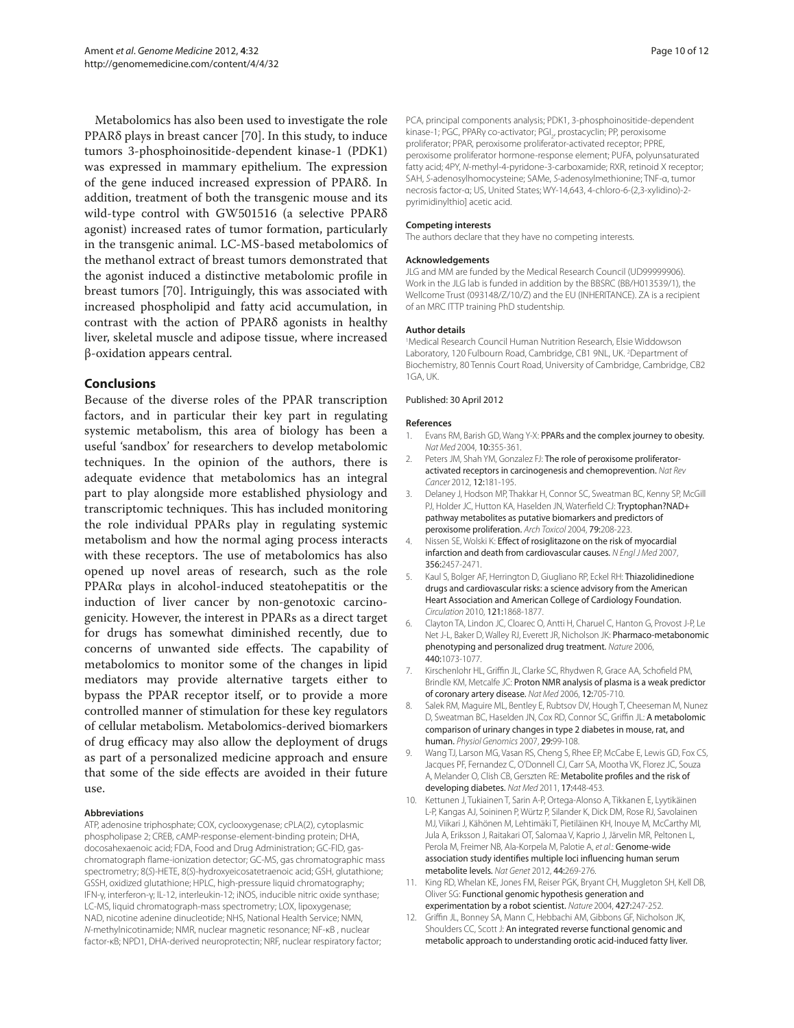Metabolomics has also been used to investigate the role PPARδ plays in breast cancer [70]. In this study, to induce tumors 3-phosphoinositide-dependent kinase-1 (PDK1) was expressed in mammary epithelium. The expression of the gene induced increased expression of PPARδ. In addition, treatment of both the transgenic mouse and its wild-type control with GW501516 (a selective PPARδ agonist) increased rates of tumor formation, particularly in the transgenic animal. LC-MS-based metabolomics of the methanol extract of breast tumors demonstrated that the agonist induced a distinctive metabolomic profile in breast tumors [70]. Intriguingly, this was associated with increased phospholipid and fatty acid accumulation, in contrast with the action of PPARδ agonists in healthy liver, skeletal muscle and adipose tissue, where increased β-oxidation appears central.

## Conclusions

Because of the diverse roles of the PPAR transcription factors, and in particular their key part in regulating systemic metabolism, this area of biology has been a useful 'sandbox' for researchers to develop metabolomic techniques. In the opinion of the authors, there is adequate evidence that metabolomics has an integral part to play alongside more established physiology and transcriptomic techniques. This has included monitoring the role individual PPARs play in regulating systemic metabolism and how the normal aging process interacts with these receptors. The use of metabolomics has also opened up novel areas of research, such as the role PPARα plays in alcohol-induced steatohepatitis or the induction of liver cancer by non-genotoxic carcinogenicity. However, the interest in PPARs as a direct target for drugs has somewhat diminished recently, due to concerns of unwanted side effects. The capability of metabolomics to monitor some of the changes in lipid mediators may provide alternative targets either to bypass the PPAR receptor itself, or to provide a more controlled manner of stimulation for these key regulators of cellular metabolism. Metabolomics-derived biomarkers of drug efficacy may also allow the deployment of drugs as part of a personalized medicine approach and ensure that some of the side effects are avoided in their future use.

#### Abbreviations

ATP, adenosine triphosphate; COX, cyclooxygenase; cPLA(2), cytoplasmic phospholipase 2; CREB, cAMP-response-element-binding protein; DHA, docosahexaenoic acid; FDA, Food and Drug Administration; GC-FID, gas-chromatograph flame-ionization detector; GC-MS, gas chromatographic mass spectrometry; 8(*S*)-HETE, 8(*S*)-hydroxyeicosatetraenoic acid; GSH, glutathione; GSSH, oxidized glutathione; HPLC, high-pressure liquid chromatography; IFN-γ, interferon-γ; IL-12, interleukin-12; iNOS, inducible nitric oxide synthase; LC-MS, liquid chromatograph-mass spectrometry; LOX, lipoxygenase; NAD, nicotine adenine dinucleotide; NHS, National Health Service; NMN, *N*-methylnicotinamide; NMR, nuclear magnetic resonance; NF-κB , nuclear factor-κB; NPD1, DHA-derived neuroprotectin; NRF, nuclear respiratory factor; PCA, principal components analysis; PDK1, 3-phosphoinositide-dependent kinase-1; PGC, PPARγ co-activator; $PGI_2$, prostacyclin; PP, peroxisome proliferator; PPAR, peroxisome proliferator-activated receptor; PPRE, peroxisome proliferator hormone-response element; PUFA, polyunsaturated fatty acid; 4PY, *N*-methyl-4-pyridone-3-carboxamide; RXR, retinoid X receptor; SAH, *S*-adenosylhomocysteine; SAMe, *S*-adenosylmethionine; TNF-α, tumor necrosis factor-α; US, United States; WY-14,643, 4-chloro-6-(2,3-xylidino)-2-pyrimidinylthio] acetic acid.

#### Competing interests

The authors declare that they have no competing interests.

#### Acknowledgements

JLG and MM are funded by the Medical Research Council (UD99999906). Work in the JLG lab is funded in addition by the BBSRC (BB/H013539/1), the Wellcome Trust (093148/Z/10/Z) and the EU (INHERITANCE). ZA is a recipient of an MRC ITTP training PhD studentship.

#### Author details

[1]Medical Research Council Human Nutrition Research, Elsie Widdowson Laboratory, 120 Fulbourn Road, Cambridge, CB1 9NL, UK. [2]Department of Biochemistry, 80 Tennis Court Road, University of Cambridge, Cambridge, CB2 1GA, UK.

Published: 30 April 2012

#### References

1. Evans RM, Barish GD, Wang Y-X: **PPARs and the complex journey to obesity.** *Nat Med* 2004, **10:**355-361.
2. Peters JM, Shah YM, Gonzalez FJ: **The role of peroxisome proliferator-activated receptors in carcinogenesis and chemoprevention.** *Nat Rev Cancer* 2012, **12:**181-195.
3. Delaney J, Hodson MP, Thakkar H, Connor SC, Sweatman BC, Kenny SP, McGill PJ, Holder JC, Hutton KA, Haselden JN, Waterfield CJ: **Tryptophan?NAD+ pathway metabolites as putative biomarkers and predictors of peroxisome proliferation.** *Arch Toxicol* 2004, **79:**208-223.
4. Nissen SE, Wolski K: **Effect of rosiglitazone on the risk of myocardial infarction and death from cardiovascular causes.** *N Engl J Med* 2007, **356:**2457-2471.
5. Kaul S, Bolger AF, Herrington D, Giugliano RP, Eckel RH: **Thiazolidinedione drugs and cardiovascular risks: a science advisory from the American Heart Association and American College of Cardiology Foundation.** *Circulation* 2010, **121:**1868-1877.
6. Clayton TA, Lindon JC, Cloarec O, Antti H, Charuel C, Hanton G, Provost J-P, Le Net J-L, Baker D, Walley RJ, Everett JR, Nicholson JK: **Pharmaco-metabonomic phenotyping and personalized drug treatment.** *Nature* 2006, **440:**1073-1077.
7. Kirschenlohr HL, Griffin JL, Clarke SC, Rhydwen R, Grace AA, Schofield PM, Brindle KM, Metcalfe JC: **Proton NMR analysis of plasma is a weak predictor of coronary artery disease.** *Nat Med* 2006, **12:**705-710.
8. Salek RM, Maguire ML, Bentley E, Rubtsov DV, Hough T, Cheeseman M, Nunez D, Sweatman BC, Haselden JN, Cox RD, Connor SC, Griffin JL: **A metabolomic comparison of urinary changes in type 2 diabetes in mouse, rat, and human.** *Physiol Genomics* 2007, **29:**99-108.
9. Wang TJ, Larson MG, Vasan RS, Cheng S, Rhee EP, McCabe E, Lewis GD, Fox CS, Jacques PF, Fernandez C, O'Donnell CJ, Carr SA, Mootha VK, Florez JC, Souza A, Melander O, Clish CB, Gerszten RE: **Metabolite profiles and the risk of developing diabetes.** *Nat Med* 2011, **17:**448-453.
10. Kettunen J, Tukiainen T, Sarin A-P, Ortega-Alonso A, Tikkanen E, Lyytikäinen L-P, Kangas AJ, Soininen P, Würtz P, Silander K, Dick DM, Rose RJ, Savolainen MJ, Viikari J, Kähönen M, Lehtimäki T, Pietiläinen KH, Inouye M, McCarthy MI, Jula A, Eriksson J, Raitakari OT, Salomaa V, Kaprio J, Järvelin MR, Peltonen L, Perola M, Freimer NB, Ala-Korpela M, Palotie A, *et al*.: **Genome-wide association study identifies multiple loci influencing human serum metabolite levels.** *Nat Genet* 2012, **44:**269-276.
11. King RD, Whelan KE, Jones FM, Reiser PGK, Bryant CH, Muggleton SH, Kell DB, Oliver SG: **Functional genomic hypothesis generation and experimentation by a robot scientist.** *Nature* 2004, **427:**247-252.
12. Griffin JL, Bonney SA, Mann C, Hebbachi AM, Gibbons GF, Nicholson JK, Shoulders CC, Scott J: **An integrated reverse functional genomic and metabolic approach to understanding orotic acid-induced fatty liver.**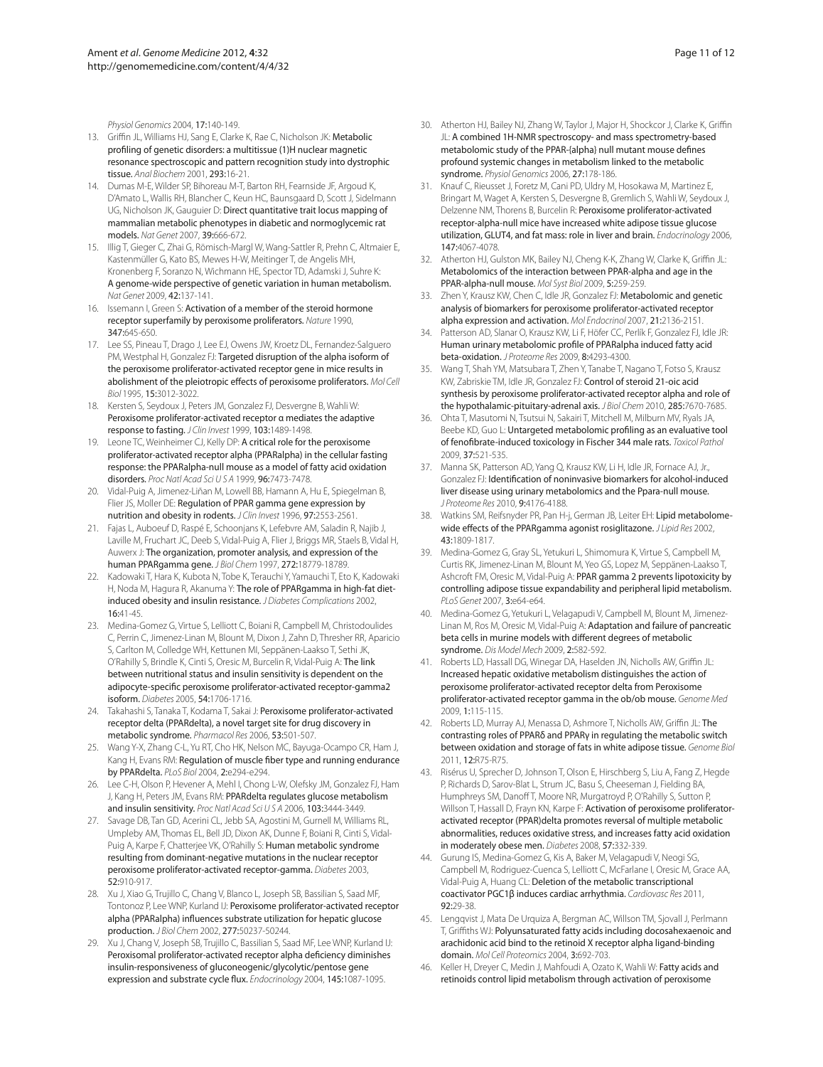Physiol Genomics 2004, 17:140-149.

13. Griffin JL, Williams HJ, Sang E, Clarke K, Rae C, Nicholson JK: Metabolic profiling of genetic disorders: a multitissue (1)H nuclear magnetic resonance spectroscopic and pattern recognition study into dystrophic tissue. *Anal Biochem* 2001, 293:16-21.
14. Dumas M-E, Wilder SP, Bihoreau M-T, Barton RH, Fearnside JF, Argoud K, D'Amato L, Wallis RH, Blancher C, Keun HC, Baunsgaard D, Scott J, Sidelmann UG, Nicholson JK, Gauguier D: Direct quantitative trait locus mapping of mammalian metabolic phenotypes in diabetic and normoglycemic rat models. *Nat Genet* 2007, 39:666-672.
15. Illig T, Gieger C, Zhai G, Römisch-Margl W, Wang-Sattler R, Prehn C, Altmaier E, Kastenmüller G, Kato BS, Mewes H-W, Meitinger T, de Angelis MH, Kronenberg F, Soranzo N, Wichmann HE, Spector TD, Adamski J, Suhre K: A genome-wide perspective of genetic variation in human metabolism. *Nat Genet* 2009, 42:137-141.
16. Issemann I, Green S: Activation of a member of the steroid hormone receptor superfamily by peroxisome proliferators. *Nature* 1990, 347:645-650.
17. Lee SS, Pineau T, Drago J, Lee EJ, Owens JW, Kroetz DL, Fernandez-Salguero PM, Westphal H, Gonzalez FJ: Targeted disruption of the alpha isoform of the peroxisome proliferator-activated receptor gene in mice results in abolishment of the pleiotropic effects of peroxisome proliferators. *Mol Cell Biol* 1995, 15:3012-3022.
18. Kersten S, Seydoux J, Peters JM, Gonzalez FJ, Desvergne B, Wahli W: Peroxisome proliferator-activated receptor α mediates the adaptive response to fasting. *J Clin Invest* 1999, 103:1489-1498.
19. Leone TC, Weinheimer CJ, Kelly DP: A critical role for the peroxisome proliferator-activated receptor alpha (PPARalpha) in the cellular fasting response: the PPARalpha-null mouse as a model of fatty acid oxidation disorders. *Proc Natl Acad Sci U S A* 1999, 96:7473-7478.
20. Vidal-Puig A, Jimenez-Liñan M, Lowell BB, Hamann A, Hu E, Spiegelman B, Flier JS, Moller DE: Regulation of PPAR gamma gene expression by nutrition and obesity in rodents. *J Clin Invest* 1996, 97:2553-2561.
21. Fajas L, Auboeuf D, Raspé E, Schoonjans K, Lefebvre AM, Saladin R, Najib J, Laville M, Fruchart JC, Deeb S, Vidal-Puig A, Flier J, Briggs MR, Staels B, Vidal H, Auwerx J: The organization, promoter analysis, and expression of the human PPARgamma gene. *J Biol Chem* 1997, 272:18779-18789.
22. Kadowaki T, Hara K, Kubota N, Tobe K, Terauchi Y, Yamauchi T, Eto K, Kadowaki H, Noda M, Hagura R, Akanuma Y: The role of PPARgamma in high-fat diet-induced obesity and insulin resistance. *J Diabetes Complications* 2002, 16:41-45.
23. Medina-Gomez G, Virtue S, Lelliott C, Boiani R, Campbell M, Christodoulides C, Perrin C, Jimenez-Linan M, Blount M, Dixon J, Zahn D, Thresher RR, Aparicio S, Carlton M, Colledge WH, Kettunen MI, Seppänen-Laakso T, Sethi JK, O'Rahilly S, Brindle K, Cinti S, Oresic M, Burcelin R, Vidal-Puig A: The link between nutritional status and insulin sensitivity is dependent on the adipocyte-specific peroxisome proliferator-activated receptor-gamma2 isoform. *Diabetes* 2005, 54:1706-1716.
24. Takahashi S, Tanaka T, Kodama T, Sakai J: Peroxisome proliferator-activated receptor delta (PPARdelta), a novel target site for drug discovery in metabolic syndrome. *Pharmacol Res* 2006, 53:501-507.
25. Wang Y-X, Zhang C-L, Yu RT, Cho HK, Nelson MC, Bayuga-Ocampo CR, Ham J, Kang H, Evans RM: Regulation of muscle fiber type and running endurance by PPARdelta. *PLoS Biol* 2004, 2:e294-e294.
26. Lee C-H, Olson P, Hevener A, Mehl I, Chong L-W, Olefsky JM, Gonzalez FJ, Ham J, Kang H, Peters JM, Evans RM: PPARdelta regulates glucose metabolism and insulin sensitivity. *Proc Natl Acad Sci U S A* 2006, 103:3444-3449.
27. Savage DB, Tan GD, Acerini CL, Jebb SA, Agostini M, Gurnell M, Williams RL, Umpleby AM, Thomas EL, Bell JD, Dixon AK, Dunne F, Boiani R, Cinti S, Vidal-Puig A, Karpe F, Chatterjee VK, O'Rahilly S: Human metabolic syndrome resulting from dominant-negative mutations in the nuclear receptor peroxisome proliferator-activated receptor-gamma. *Diabetes* 2003, 52:910-917.
28. Xu J, Xiao G, Trujillo C, Chang V, Blanco L, Joseph SB, Bassilian S, Saad MF, Tontonoz P, Lee WNP, Kurland IJ: Peroxisome proliferator-activated receptor alpha (PPARalpha) influences substrate utilization for hepatic glucose production. *J Biol Chem* 2002, 277:50237-50244.
29. Xu J, Chang V, Joseph SB, Trujillo C, Bassilian S, Saad MF, Lee WNP, Kurland IJ: Peroxisomal proliferator-activated receptor alpha deficiency diminishes insulin-responsiveness of gluconeogenic/glycolytic/pentose gene expression and substrate cycle flux. *Endocrinology* 2004, 145:1087-1095.
30. Atherton HJ, Bailey NJ, Zhang W, Taylor J, Major H, Shockcor J, Clarke K, Griffin JL: A combined 1H-NMR spectroscopy- and mass spectrometry-based metabolomic study of the PPAR-{alpha} null mutant mouse defines profound systemic changes in metabolism linked to the metabolic syndrome. *Physiol Genomics* 2006, 27:178-186.
31. Knauf C, Rieusset J, Foretz M, Cani PD, Uldry M, Hosokawa M, Martinez E, Bringart M, Waget A, Kersten S, Desvergne B, Gremlich S, Wahli W, Seydoux J, Delzenne NM, Thorens B, Burcelin R: Peroxisome proliferator-activated receptor-alpha-null mice have increased white adipose tissue glucose utilization, GLUT4, and fat mass: role in liver and brain. *Endocrinology* 2006, 147:4067-4078.
32. Atherton HJ, Gulston MK, Bailey NJ, Cheng K-K, Zhang W, Clarke K, Griffin JL: Metabolomics of the interaction between PPAR-alpha and age in the PPAR-alpha-null mouse. *Mol Syst Biol* 2009, 5:259-259.
33. Zhen Y, Krausz KW, Chen C, Idle JR, Gonzalez FJ: Metabolomic and genetic analysis of biomarkers for peroxisome proliferator-activated receptor alpha expression and activation. *Mol Endocrinol* 2007, 21:2136-2151.
34. Patterson AD, Slanar O, Krausz KW, Li F, Höfer CC, Perlík F, Gonzalez FJ, Idle JR: Human urinary metabolomic profile of PPARalpha induced fatty acid beta-oxidation. *J Proteome Res* 2009, 8:4293-4300.
35. Wang T, Shah YM, Matsubara T, Zhen Y, Tanabe T, Nagano T, Fotso S, Krausz KW, Zabriskie TM, Idle JR, Gonzalez FJ: Control of steroid 21-oic acid synthesis by peroxisome proliferator-activated receptor alpha and role of the hypothalamic-pituitary-adrenal axis. *J Biol Chem* 2010, 285:7670-7685.
36. Ohta T, Masutomi N, Tsutsui N, Sakairi T, Mitchell M, Milburn MV, Ryals JA, Beebe KD, Guo L: Untargeted metabolomic profiling as an evaluative tool of fenofibrate-induced toxicology in Fischer 344 male rats. *Toxicol Pathol* 2009, 37:521-535.
37. Manna SK, Patterson AD, Yang Q, Krausz KW, Li H, Idle JR, Fornace AJ, Jr., Gonzalez FJ: Identification of noninvasive biomarkers for alcohol-induced liver disease using urinary metabolomics and the Ppara-null mouse. *J Proteome Res* 2010, 9:4176-4188.
38. Watkins SM, Reifsnyder PR, Pan H-j, German JB, Leiter EH: Lipid metabolome-wide effects of the PPARgamma agonist rosiglitazone. *J Lipid Res* 2002, 43:1809-1817.
39. Medina-Gomez G, Gray SL, Yetukuri L, Shimomura K, Virtue S, Campbell M, Curtis RK, Jimenez-Linan M, Blount M, Yeo GS, Lopez M, Seppänen-Laakso T, Ashcroft FM, Oresic M, Vidal-Puig A: PPAR gamma 2 prevents lipotoxicity by controlling adipose tissue expandability and peripheral lipid metabolism. *PLoS Genet* 2007, 3:e64-e64.
40. Medina-Gomez G, Yetukuri L, Velagapudi V, Campbell M, Blount M, Jimenez-Linan M, Ros M, Oresic M, Vidal-Puig A: Adaptation and failure of pancreatic beta cells in murine models with different degrees of metabolic syndrome. *Dis Model Mech* 2009, 2:582-592.
41. Roberts LD, Hassall DG, Winegar DA, Haselden JN, Nicholls AW, Griffin JL: Increased hepatic oxidative metabolism distinguishes the action of peroxisome proliferator-activated receptor delta from Peroxisome proliferator-activated receptor gamma in the ob/ob mouse. *Genome Med* 2009, 1:115-115.
42. Roberts LD, Murray AJ, Menassa D, Ashmore T, Nicholls AW, Griffin JL: The contrasting roles of PPARδ and PPARγ in regulating the metabolic switch between oxidation and storage of fats in white adipose tissue. *Genome Biol* 2011, 12:R75-R75.
43. Risérus U, Sprecher D, Johnson T, Olson E, Hirschberg S, Liu A, Fang Z, Hegde P, Richards D, Sarov-Blat L, Strum JC, Basu S, Cheeseman J, Fielding BA, Humphreys SM, Danoff T, Moore NR, Murgatroyd P, O'Rahilly S, Sutton P, Willson T, Hassall D, Frayn KN, Karpe F: Activation of peroxisome proliferator-activated receptor (PPAR)delta promotes reversal of multiple metabolic abnormalities, reduces oxidative stress, and increases fatty acid oxidation in moderately obese men. *Diabetes* 2008, 57:332-339.
44. Gurung IS, Medina-Gomez G, Kis A, Baker M, Velagapudi V, Neogi SG, Campbell M, Rodriguez-Cuenca S, Lelliott C, McFarlane I, Oresic M, Grace AA, Vidal-Puig A, Huang CL: Deletion of the metabolic transcriptional coactivator PGC1β induces cardiac arrhythmia. *Cardiovasc Res* 2011, 92:29-38.
45. Lengqvist J, Mata De Urquiza A, Bergman AC, Willson TM, Sjovall J, Perlmann T, Griffiths WJ: Polyunsaturated fatty acids including docosahexaenoic and arachidonic acid bind to the retinoid X receptor alpha ligand-binding domain. *Mol Cell Proteomics* 2004, 3:692-703.
46. Keller H, Dreyer C, Medin J, Mahfoudi A, Ozato K, Wahli W: Fatty acids and retinoids control lipid metabolism through activation of peroxisome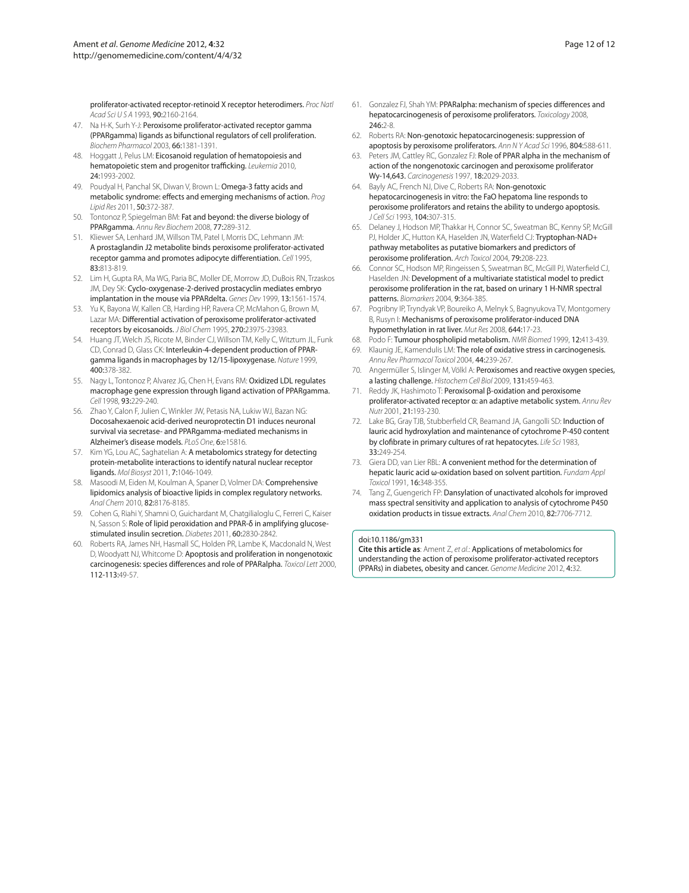proliferator-activated receptor-retinoid X receptor heterodimers. *Proc Natl Acad Sci U S A* 1993, **90:**2160-2164.

47. Na H-K, Surh Y-J: Peroxisome proliferator-activated receptor gamma (PPARgamma) ligands as bifunctional regulators of cell proliferation. *Biochem Pharmacol* 2003, **66:**1381-1391.
48. Hoggatt J, Pelus LM: Eicosanoid regulation of hematopoiesis and hematopoietic stem and progenitor trafficking. *Leukemia* 2010, **24:**1993-2002.
49. Poudyal H, Panchal SK, Diwan V, Brown L: Omega-3 fatty acids and metabolic syndrome: effects and emerging mechanisms of action. *Prog Lipid Res* 2011, **50:**372-387.
50. Tontonoz P, Spiegelman BM: Fat and beyond: the diverse biology of PPARgamma. *Annu Rev Biochem* 2008, **77:**289-312.
51. Kliewer SA, Lenhard JM, Willson TM, Patel I, Morris DC, Lehmann JM: A prostaglandin J2 metabolite binds peroxisome proliferator-activated receptor gamma and promotes adipocyte differentiation. *Cell* 1995, **83:**813-819.
52. Lim H, Gupta RA, Ma WG, Paria BC, Moller DE, Morrow JD, DuBois RN, Trzaskos JM, Dey SK: Cyclo-oxygenase-2-derived prostacyclin mediates embryo implantation in the mouse via PPARdelta. *Genes Dev* 1999, **13:**1561-1574.
53. Yu K, Bayona W, Kallen CB, Harding HP, Ravera CP, McMahon G, Brown M, Lazar MA: Differential activation of peroxisome proliferator-activated receptors by eicosanoids. *J Biol Chem* 1995, **270:**23975-23983.
54. Huang JT, Welch JS, Ricote M, Binder CJ, Willson TM, Kelly C, Witztum JL, Funk CD, Conrad D, Glass CK: Interleukin-4-dependent production of PPAR-gamma ligands in macrophages by 12/15-lipoxygenase. *Nature* 1999, **400:**378-382.
55. Nagy L, Tontonoz P, Alvarez JG, Chen H, Evans RM: Oxidized LDL regulates macrophage gene expression through ligand activation of PPARgamma. *Cell* 1998, **93:**229-240.
56. Zhao Y, Calon F, Julien C, Winkler JW, Petasis NA, Lukiw WJ, Bazan NG: Docosahexaenoic acid-derived neuroprotectin D1 induces neuronal survival via secretase- and PPARgamma-mediated mechanisms in Alzheimer's disease models. *PLoS One*, **6:**e15816.
57. Kim YG, Lou AC, Saghatelian A: A metabolomics strategy for detecting protein-metabolite interactions to identify natural nuclear receptor ligands. *Mol Biosyst* 2011, **7:**1046-1049.
58. Masoodi M, Eiden M, Koulman A, Spaner D, Volmer DA: Comprehensive lipidomics analysis of bioactive lipids in complex regulatory networks. *Anal Chem* 2010, **82:**8176-8185.
59. Cohen G, Riahi Y, Shamni O, Guichardant M, Chatgilialoglu C, Ferreri C, Kaiser N, Sasson S: Role of lipid peroxidation and PPAR-δ in amplifying glucose-stimulated insulin secretion. *Diabetes* 2011, **60:**2830-2842.
60. Roberts RA, James NH, Hasmall SC, Holden PR, Lambe K, Macdonald N, West D, Woodyatt NJ, Whitcome D: Apoptosis and proliferation in nongenotoxic carcinogenesis: species differences and role of PPARalpha. *Toxicol Lett* 2000, **112-113:**49-57.
61. Gonzalez FJ, Shah YM: PPARalpha: mechanism of species differences and hepatocarcinogenesis of peroxisome proliferators. *Toxicology* 2008, **246:**2-8.
62. Roberts RA: Non-genotoxic hepatocarcinogenesis: suppression of apoptosis by peroxisome proliferators. *Ann N Y Acad Sci* 1996, **804:**588-611.
63. Peters JM, Cattley RC, Gonzalez FJ: Role of PPAR alpha in the mechanism of action of the nongenotoxic carcinogen and peroxisome proliferator Wy-14,643. *Carcinogenesis* 1997, **18:**2029-2033.
64. Bayly AC, French NJ, Dive C, Roberts RA: Non-genotoxic hepatocarcinogenesis in vitro: the FaO hepatoma line responds to peroxisome proliferators and retains the ability to undergo apoptosis. *J Cell Sci* 1993, **104:**307-315.
65. Delaney J, Hodson MP, Thakkar H, Connor SC, Sweatman BC, Kenny SP, McGill PJ, Holder JC, Hutton KA, Haselden JN, Waterfield CJ: Tryptophan-NAD+ pathway metabolites as putative biomarkers and predictors of peroxisome proliferation. *Arch Toxicol* 2004, **79:**208-223.
66. Connor SC, Hodson MP, Ringeissen S, Sweatman BC, McGill PJ, Waterfield CJ, Haselden JN: Development of a multivariate statistical model to predict peroxisome proliferation in the rat, based on urinary 1 H-NMR spectral patterns. *Biomarkers* 2004, **9:**364-385.
67. Pogribny IP, Tryndyak VP, Boureiko A, Melnyk S, Bagnyukova TV, Montgomery B, Rusyn I: Mechanisms of peroxisome proliferator-induced DNA hypomethylation in rat liver. *Mut Res* 2008, **644:**17-23.
68. Podo F: Tumour phospholipid metabolism. *NMR Biomed* 1999, **12:**413-439.
69. Klaunig JE, Kamendulis LM: The role of oxidative stress in carcinogenesis. *Annu Rev Pharmacol Toxicol* 2004, **44:**239-267.
70. Angermüller S, Islinger M, Völkl A: Peroxisomes and reactive oxygen species, a lasting challenge. *Histochem Cell Biol* 2009, **131:**459-463.
71. Reddy JK, Hashimoto T: Peroxisomal β-oxidation and peroxisome proliferator-activated receptor α: an adaptive metabolic system. *Annu Rev Nutr* 2001, **21:**193-230.
72. Lake BG, Gray TJB, Stubberfield CR, Beamand JA, Gangolli SD: Induction of lauric acid hydroxylation and maintenance of cytochrome P-450 content by clofibrate in primary cultures of rat hepatocytes. *Life Sci* 1983, **33:**249-254.
73. Giera DD, van Lier RBL: A convenient method for the determination of hepatic lauric acid ω-oxidation based on solvent partition. *Fundam Appl Toxicol* 1991, **16:**348-355.
74. Tang Z, Guengerich FP: Dansylation of unactivated alcohols for improved mass spectral sensitivity and application to analysis of cytochrome P450 oxidation products in tissue extracts. *Anal Chem* 2010, **82:**7706-7712.

doi:10.1186/gm331
**Cite this article as**: Ament Z, *et al.*: Applications of metabolomics for understanding the action of peroxisome proliferator-activated receptors (PPARs) in diabetes, obesity and cancer. *Genome Medicine* 2012, **4:**32.